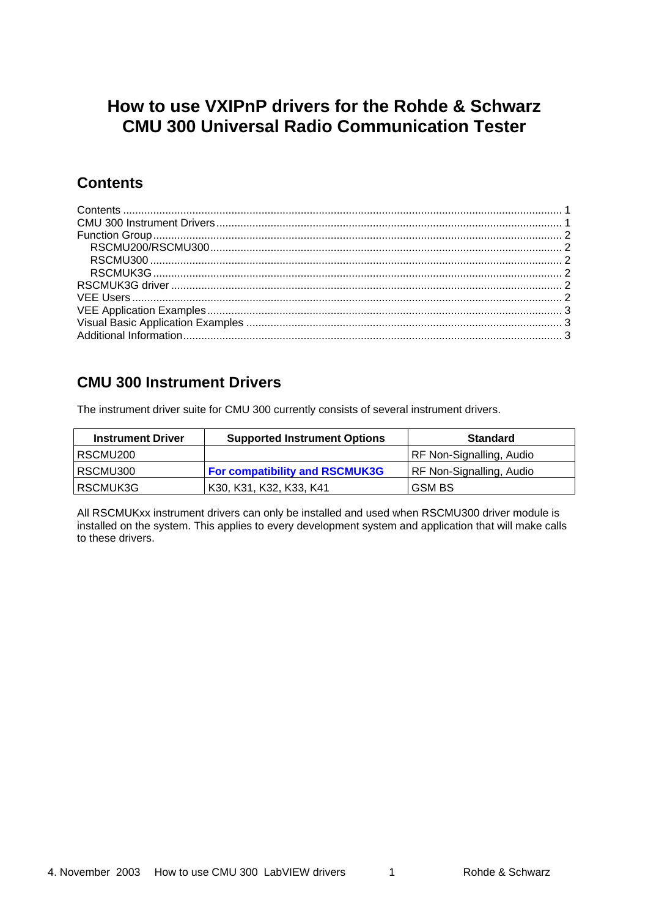# How to use VXIPnP drivers for the Rohde & Schwarz CMU 300 Universal Radio Communication Tester

## Contents

Contents ........................................................................................................................................ 1
CMU 300 Instrument Drivers ......................................................................................................... 1
Function Group .............................................................................................................................. 2
 RSCMU200/RSCMU300 ........................................................................................................... 2
 RSCMU300 ................................................................................................................................ 2
 RSCMUK3G .............................................................................................................................. 2
RSCMUK3G driver ........................................................................................................................ 2
VEE Users ..................................................................................................................................... 2
VEE Application Examples ............................................................................................................ 3
Visual Basic Application Examples ................................................................................................ 3
Additional Information .................................................................................................................... 3

## CMU 300 Instrument Drivers

The instrument driver suite for CMU 300 currently consists of several instrument drivers.

| Instrument Driver | Supported Instrument Options | Standard |
|---|---|---|
| RSCMU200 | | RF Non-Signalling, Audio |
| RSCMU300 | **For compatibility and RSCMUK3G** | RF Non-Signalling, Audio |
| RSCMUK3G | K30, K31, K32, K33, K41 | GSM BS |

All RSCMUKxx instrument drivers can only be installed and used when RSCMU300 driver module is installed on the system. This applies to every development system and application that will make calls to these drivers.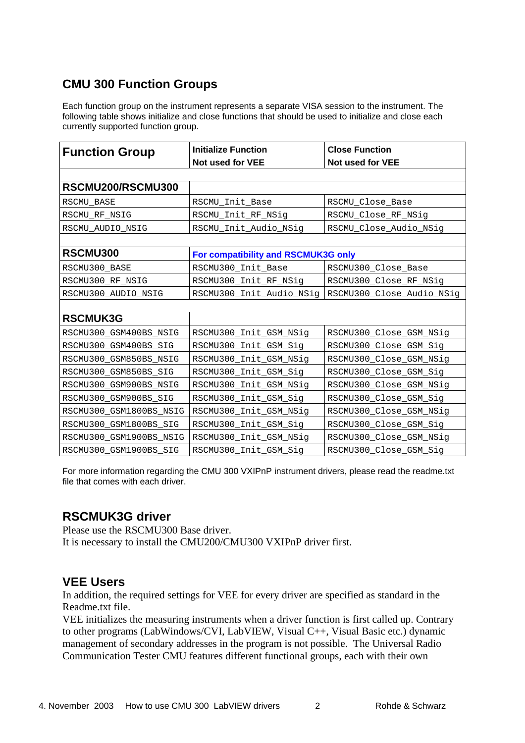## CMU 300 Function Groups

Each function group on the instrument represents a separate VISA session to the instrument. The following table shows initialize and close functions that should be used to initialize and close each currently supported function group.

| Function Group | Initialize Function<br>Not used for VEE | Close Function<br>Not used for VEE |
|---|---|---|
| | | |
| **RSCMU200/RSCMU300** | | |
| RSCMU_BASE | RSCMU_Init_Base | RSCMU_Close_Base |
| RSCMU_RF_NSIG | RSCMU_Init_RF_NSig | RSCMU_Close_RF_NSig |
| RSCMU_AUDIO_NSIG | RSCMU_Init_Audio_NSig | RSCMU_Close_Audio_NSig |
| | | |
| **RSCMU300** | **For compatibility and RSCMUK3G only** | |
| RSCMU300_BASE | RSCMU300_Init_Base | RSCMU300_Close_Base |
| RSCMU300_RF_NSIG | RSCMU300_Init_RF_NSig | RSCMU300_Close_RF_NSig |
| RSCMU300_AUDIO_NSIG | RSCMU300_Init_Audio_NSig | RSCMU300_Close_Audio_NSig |
| | | |
| **RSCMUK3G** | | |
| RSCMU300_GSM400BS_NSIG | RSCMU300_Init_GSM_NSig | RSCMU300_Close_GSM_NSig |
| RSCMU300_GSM400BS_SIG | RSCMU300_Init_GSM_Sig | RSCMU300_Close_GSM_Sig |
| RSCMU300_GSM850BS_NSIG | RSCMU300_Init_GSM_NSig | RSCMU300_Close_GSM_NSig |
| RSCMU300_GSM850BS_SIG | RSCMU300_Init_GSM_Sig | RSCMU300_Close_GSM_Sig |
| RSCMU300_GSM900BS_NSIG | RSCMU300_Init_GSM_NSig | RSCMU300_Close_GSM_NSig |
| RSCMU300_GSM900BS_SIG | RSCMU300_Init_GSM_Sig | RSCMU300_Close_GSM_Sig |
| RSCMU300_GSM1800BS_NSIG | RSCMU300_Init_GSM_NSig | RSCMU300_Close_GSM_NSig |
| RSCMU300_GSM1800BS_SIG | RSCMU300_Init_GSM_Sig | RSCMU300_Close_GSM_Sig |
| RSCMU300_GSM1900BS_NSIG | RSCMU300_Init_GSM_NSig | RSCMU300_Close_GSM_NSig |
| RSCMU300_GSM1900BS_SIG | RSCMU300_Init_GSM_Sig | RSCMU300_Close_GSM_Sig |

For more information regarding the CMU 300 VXIPnP instrument drivers, please read the readme.txt file that comes with each driver.

## RSCMUK3G driver

Please use the RSCMU300 Base driver.
It is necessary to install the CMU200/CMU300 VXIPnP driver first.

## VEE Users

In addition, the required settings for VEE for every driver are specified as standard in the Readme.txt file.
VEE initializes the measuring instruments when a driver function is first called up. Contrary to other programs (LabWindows/CVI, LabVIEW, Visual C++, Visual Basic etc.) dynamic management of secondary addresses in the program is not possible. The Universal Radio Communication Tester CMU features different functional groups, each with their own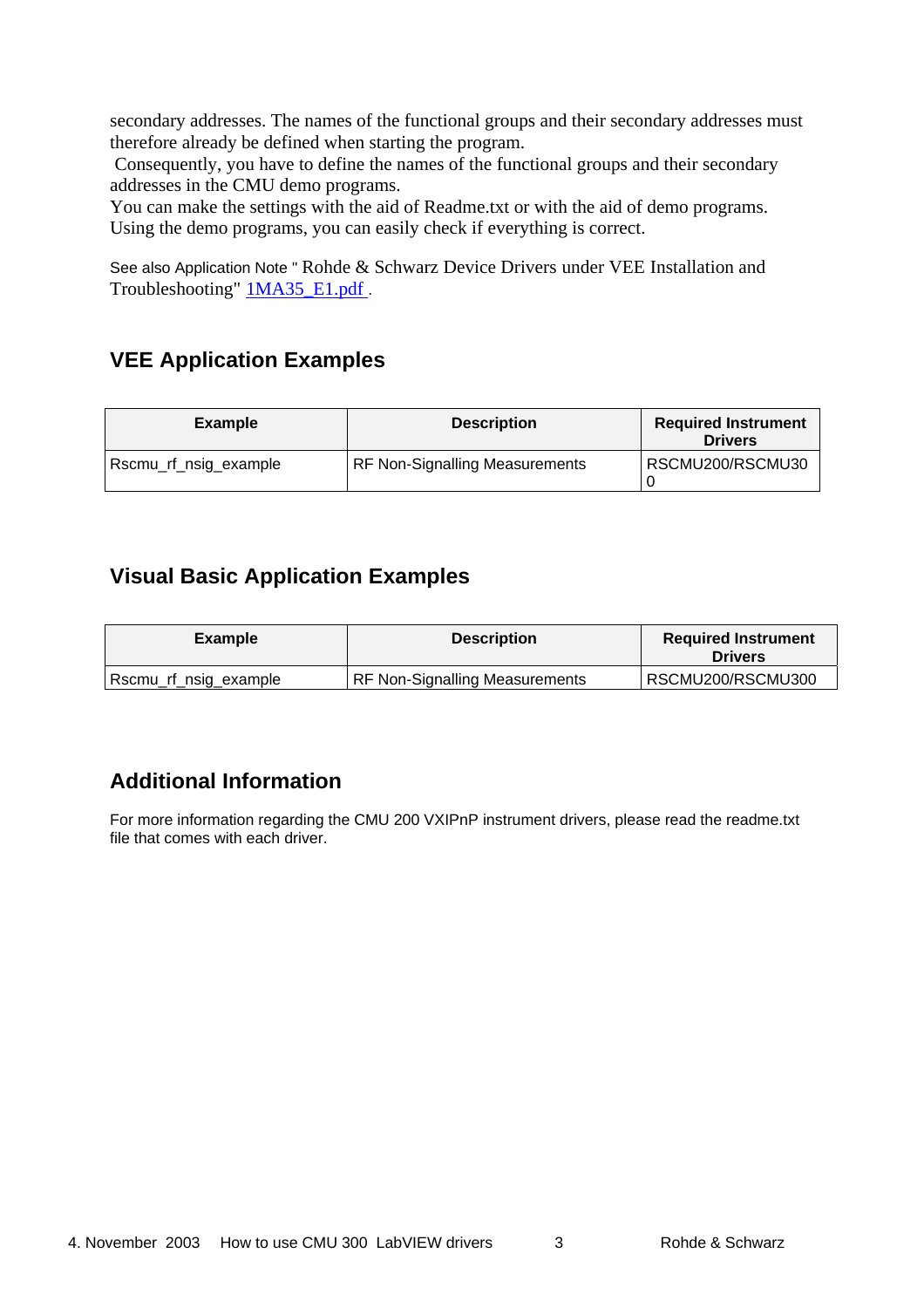secondary addresses. The names of the functional groups and their secondary addresses must therefore already be defined when starting the program.
Consequently, you have to define the names of the functional groups and their secondary addresses in the CMU demo programs.
You can make the settings with the aid of Readme.txt or with the aid of demo programs. Using the demo programs, you can easily check if everything is correct.

See also Application Note " Rohde & Schwarz Device Drivers under VEE Installation and Troubleshooting" [1MA35_E1.pdf](1MA35_E1.pdf) .

## VEE Application Examples

| Example | Description | Required Instrument Drivers |
|---|---|---|
| Rscmu_rf_nsig_example | RF Non-Signalling Measurements | RSCMU200/RSCMU300 |

## Visual Basic Application Examples

| Example | Description | Required Instrument Drivers |
|---|---|---|
| Rscmu_rf_nsig_example | RF Non-Signalling Measurements | RSCMU200/RSCMU300 |

## Additional Information

For more information regarding the CMU 200 VXIPnP instrument drivers, please read the readme.txt file that comes with each driver.